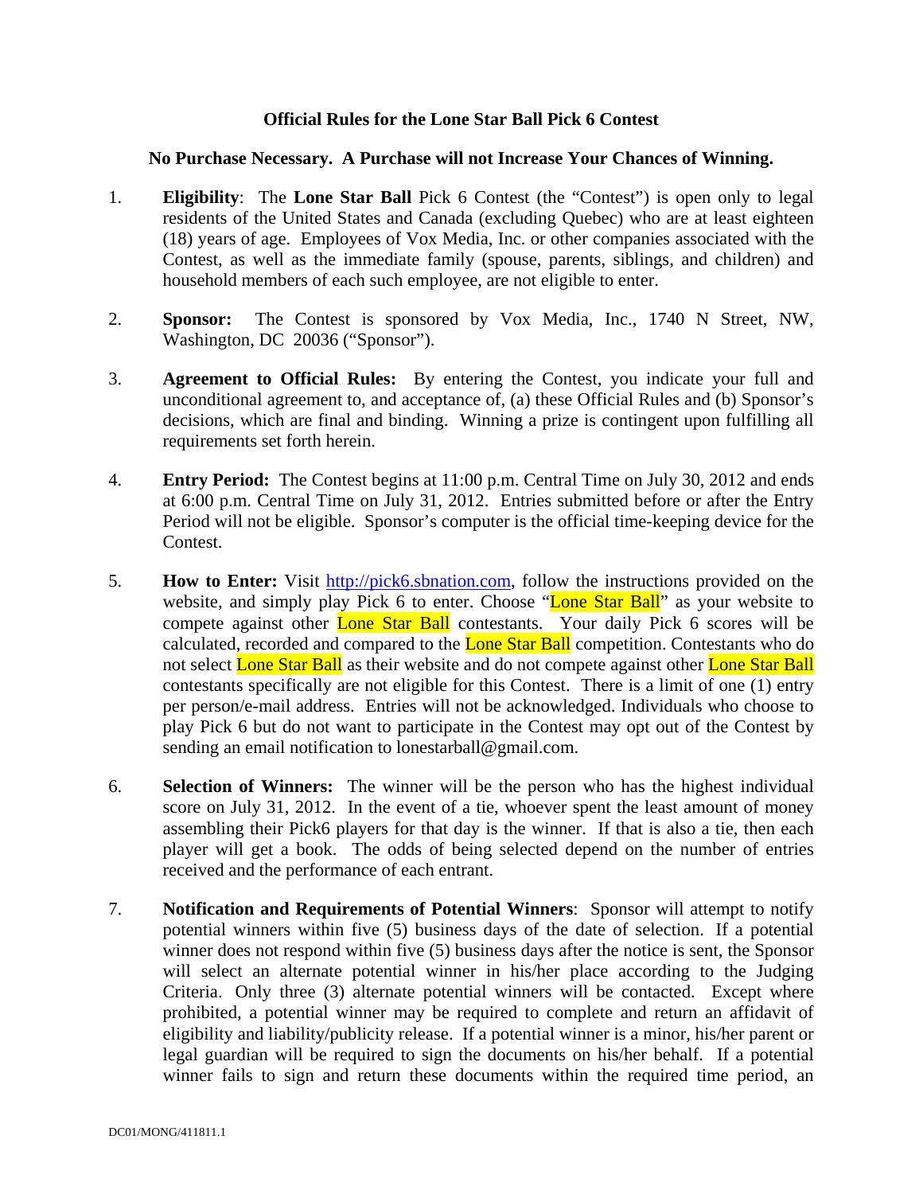**Official Rules for the Lone Star Ball Pick 6 Contest**

**No Purchase Necessary. A Purchase will not Increase Your Chances of Winning.**

1. **Eligibility**: The **Lone Star Ball** Pick 6 Contest (the "Contest") is open only to legal residents of the United States and Canada (excluding Quebec) who are at least eighteen (18) years of age. Employees of Vox Media, Inc. or other companies associated with the Contest, as well as the immediate family (spouse, parents, siblings, and children) and household members of each such employee, are not eligible to enter.

2. **Sponsor:** The Contest is sponsored by Vox Media, Inc., 1740 N Street, NW, Washington, DC 20036 ("Sponsor").

3. **Agreement to Official Rules:** By entering the Contest, you indicate your full and unconditional agreement to, and acceptance of, (a) these Official Rules and (b) Sponsor's decisions, which are final and binding. Winning a prize is contingent upon fulfilling all requirements set forth herein.

4. **Entry Period:** The Contest begins at 11:00 p.m. Central Time on July 30, 2012 and ends at 6:00 p.m. Central Time on July 31, 2012. Entries submitted before or after the Entry Period will not be eligible. Sponsor's computer is the official time-keeping device for the Contest.

5. **How to Enter:** Visit http://pick6.sbnation.com, follow the instructions provided on the website, and simply play Pick 6 to enter. Choose "Lone Star Ball" as your website to compete against other Lone Star Ball contestants. Your daily Pick 6 scores will be calculated, recorded and compared to the Lone Star Ball competition. Contestants who do not select Lone Star Ball as their website and do not compete against other Lone Star Ball contestants specifically are not eligible for this Contest. There is a limit of one (1) entry per person/e-mail address. Entries will not be acknowledged. Individuals who choose to play Pick 6 but do not want to participate in the Contest may opt out of the Contest by sending an email notification to lonestarball@gmail.com.

6. **Selection of Winners:** The winner will be the person who has the highest individual score on July 31, 2012. In the event of a tie, whoever spent the least amount of money assembling their Pick6 players for that day is the winner. If that is also a tie, then each player will get a book. The odds of being selected depend on the number of entries received and the performance of each entrant.

7. **Notification and Requirements of Potential Winners**: Sponsor will attempt to notify potential winners within five (5) business days of the date of selection. If a potential winner does not respond within five (5) business days after the notice is sent, the Sponsor will select an alternate potential winner in his/her place according to the Judging Criteria. Only three (3) alternate potential winners will be contacted. Except where prohibited, a potential winner may be required to complete and return an affidavit of eligibility and liability/publicity release. If a potential winner is a minor, his/her parent or legal guardian will be required to sign the documents on his/her behalf. If a potential winner fails to sign and return these documents within the required time period, an

DC01/MONG/411811.1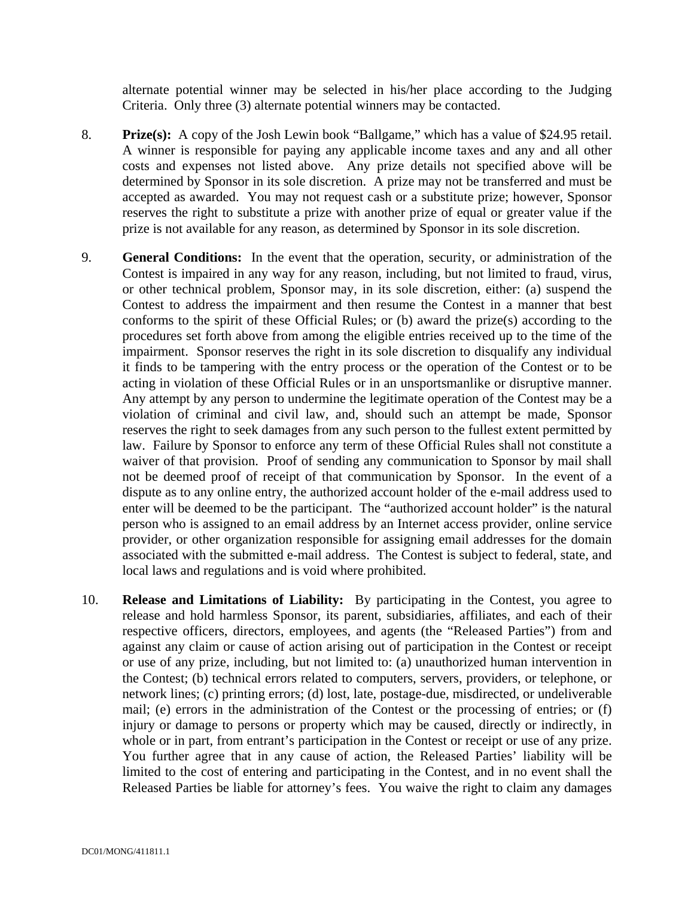alternate potential winner may be selected in his/her place according to the Judging Criteria. Only three (3) alternate potential winners may be contacted.

8. **Prize(s):** A copy of the Josh Lewin book "Ballgame," which has a value of $24.95 retail. A winner is responsible for paying any applicable income taxes and any and all other costs and expenses not listed above. Any prize details not specified above will be determined by Sponsor in its sole discretion. A prize may not be transferred and must be accepted as awarded. You may not request cash or a substitute prize; however, Sponsor reserves the right to substitute a prize with another prize of equal or greater value if the prize is not available for any reason, as determined by Sponsor in its sole discretion.

9. **General Conditions:** In the event that the operation, security, or administration of the Contest is impaired in any way for any reason, including, but not limited to fraud, virus, or other technical problem, Sponsor may, in its sole discretion, either: (a) suspend the Contest to address the impairment and then resume the Contest in a manner that best conforms to the spirit of these Official Rules; or (b) award the prize(s) according to the procedures set forth above from among the eligible entries received up to the time of the impairment. Sponsor reserves the right in its sole discretion to disqualify any individual it finds to be tampering with the entry process or the operation of the Contest or to be acting in violation of these Official Rules or in an unsportsmanlike or disruptive manner. Any attempt by any person to undermine the legitimate operation of the Contest may be a violation of criminal and civil law, and, should such an attempt be made, Sponsor reserves the right to seek damages from any such person to the fullest extent permitted by law. Failure by Sponsor to enforce any term of these Official Rules shall not constitute a waiver of that provision. Proof of sending any communication to Sponsor by mail shall not be deemed proof of receipt of that communication by Sponsor. In the event of a dispute as to any online entry, the authorized account holder of the e-mail address used to enter will be deemed to be the participant. The "authorized account holder" is the natural person who is assigned to an email address by an Internet access provider, online service provider, or other organization responsible for assigning email addresses for the domain associated with the submitted e-mail address. The Contest is subject to federal, state, and local laws and regulations and is void where prohibited.

10. **Release and Limitations of Liability:** By participating in the Contest, you agree to release and hold harmless Sponsor, its parent, subsidiaries, affiliates, and each of their respective officers, directors, employees, and agents (the "Released Parties") from and against any claim or cause of action arising out of participation in the Contest or receipt or use of any prize, including, but not limited to: (a) unauthorized human intervention in the Contest; (b) technical errors related to computers, servers, providers, or telephone, or network lines; (c) printing errors; (d) lost, late, postage-due, misdirected, or undeliverable mail; (e) errors in the administration of the Contest or the processing of entries; or (f) injury or damage to persons or property which may be caused, directly or indirectly, in whole or in part, from entrant's participation in the Contest or receipt or use of any prize. You further agree that in any cause of action, the Released Parties' liability will be limited to the cost of entering and participating in the Contest, and in no event shall the Released Parties be liable for attorney's fees. You waive the right to claim any damages

DC01/MONG/411811.1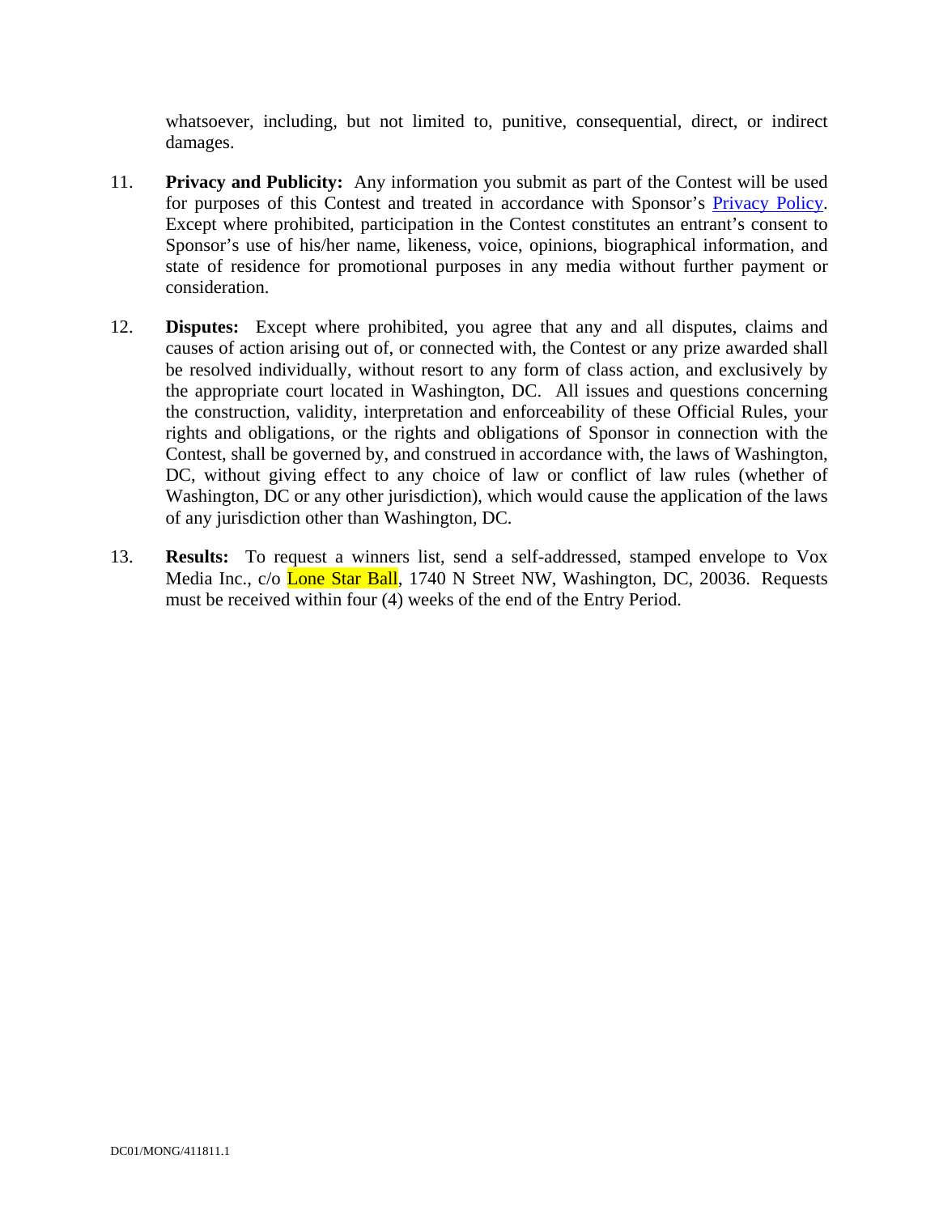whatsoever, including, but not limited to, punitive, consequential, direct, or indirect damages.

11. **Privacy and Publicity:** Any information you submit as part of the Contest will be used for purposes of this Contest and treated in accordance with Sponsor's Privacy Policy. Except where prohibited, participation in the Contest constitutes an entrant's consent to Sponsor's use of his/her name, likeness, voice, opinions, biographical information, and state of residence for promotional purposes in any media without further payment or consideration.

12. **Disputes:** Except where prohibited, you agree that any and all disputes, claims and causes of action arising out of, or connected with, the Contest or any prize awarded shall be resolved individually, without resort to any form of class action, and exclusively by the appropriate court located in Washington, DC. All issues and questions concerning the construction, validity, interpretation and enforceability of these Official Rules, your rights and obligations, or the rights and obligations of Sponsor in connection with the Contest, shall be governed by, and construed in accordance with, the laws of Washington, DC, without giving effect to any choice of law or conflict of law rules (whether of Washington, DC or any other jurisdiction), which would cause the application of the laws of any jurisdiction other than Washington, DC.

13. **Results:** To request a winners list, send a self-addressed, stamped envelope to Vox Media Inc., c/o Lone Star Ball, 1740 N Street NW, Washington, DC, 20036. Requests must be received within four (4) weeks of the end of the Entry Period.

DC01/MONG/411811.1